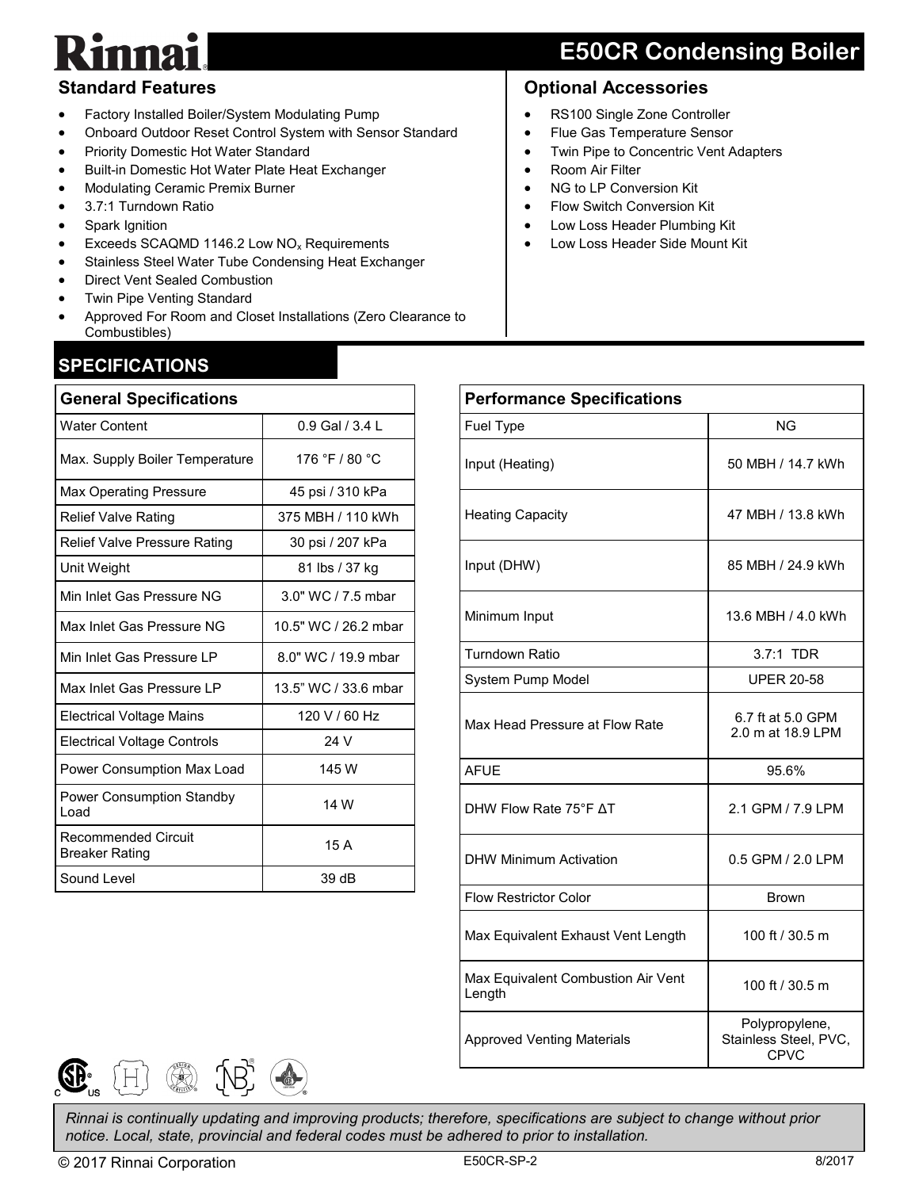# Rinnai

## E50CR Condensing Boiler

### Standard Features

- Factory Installed Boiler/System Modulating Pump
- Onboard Outdoor Reset Control System with Sensor Standard
- Priority Domestic Hot Water Standard
- Built-in Domestic Hot Water Plate Heat Exchanger
- Modulating Ceramic Premix Burner
- 3.7:1 Turndown Ratio
- Spark Ignition
- Exceeds SCAQMD 1146.2 Low $NO_x$ Requirements
- Stainless Steel Water Tube Condensing Heat Exchanger
- Direct Vent Sealed Combustion
- Twin Pipe Venting Standard
- Approved For Room and Closet Installations (Zero Clearance to Combustibles)

### Optional Accessories

- RS100 Single Zone Controller
- Flue Gas Temperature Sensor
- Twin Pipe to Concentric Vent Adapters
- Room Air Filter
- NG to LP Conversion Kit
- Flow Switch Conversion Kit
- Low Loss Header Plumbing Kit
- Low Loss Header Side Mount Kit

## SPECIFICATIONS

| General Specifications | |
|---|---|
| Water Content | 0.9 Gal / 3.4 L |
| Max. Supply Boiler Temperature | 176 °F / 80 °C |
| Max Operating Pressure | 45 psi / 310 kPa |
| Relief Valve Rating | 375 MBH / 110 kWh |
| Relief Valve Pressure Rating | 30 psi / 207 kPa |
| Unit Weight | 81 lbs / 37 kg |
| Min Inlet Gas Pressure NG | 3.0" WC / 7.5 mbar |
| Max Inlet Gas Pressure NG | 10.5" WC / 26.2 mbar |
| Min Inlet Gas Pressure LP | 8.0" WC / 19.9 mbar |
| Max Inlet Gas Pressure LP | 13.5" WC / 33.6 mbar |
| Electrical Voltage Mains | 120 V / 60 Hz |
| Electrical Voltage Controls | 24 V |
| Power Consumption Max Load | 145 W |
| Power Consumption Standby Load | 14 W |
| Recommended Circuit Breaker Rating | 15 A |
| Sound Level | 39 dB |

| Performance Specifications | |
|---|---|
| Fuel Type | NG |
| Input (Heating) | 50 MBH / 14.7 kWh |
| Heating Capacity | 47 MBH / 13.8 kWh |
| Input (DHW) | 85 MBH / 24.9 kWh |
| Minimum Input | 13.6 MBH / 4.0 kWh |
| Turndown Ratio | 3.7:1 TDR |
| System Pump Model | UPER 20-58 |
| Max Head Pressure at Flow Rate | 6.7 ft at 5.0 GPM<br>2.0 m at 18.9 LPM |
| AFUE | 95.6% |
| DHW Flow Rate 75°F ΔT | 2.1 GPM / 7.9 LPM |
| DHW Minimum Activation | 0.5 GPM / 2.0 LPM |
| Flow Restrictor Color | Brown |
| Max Equivalent Exhaust Vent Length | 100 ft / 30.5 m |
| Max Equivalent Combustion Air Vent Length | 100 ft / 30.5 m |
| Approved Venting Materials | Polypropylene, Stainless Steel, PVC, CPVC |

*Rinnai is continually updating and improving products; therefore, specifications are subject to change without prior notice. Local, state, provincial and federal codes must be adhered to prior to installation.*

© 2017 Rinnai Corporation    E50CR-SP-2    8/2017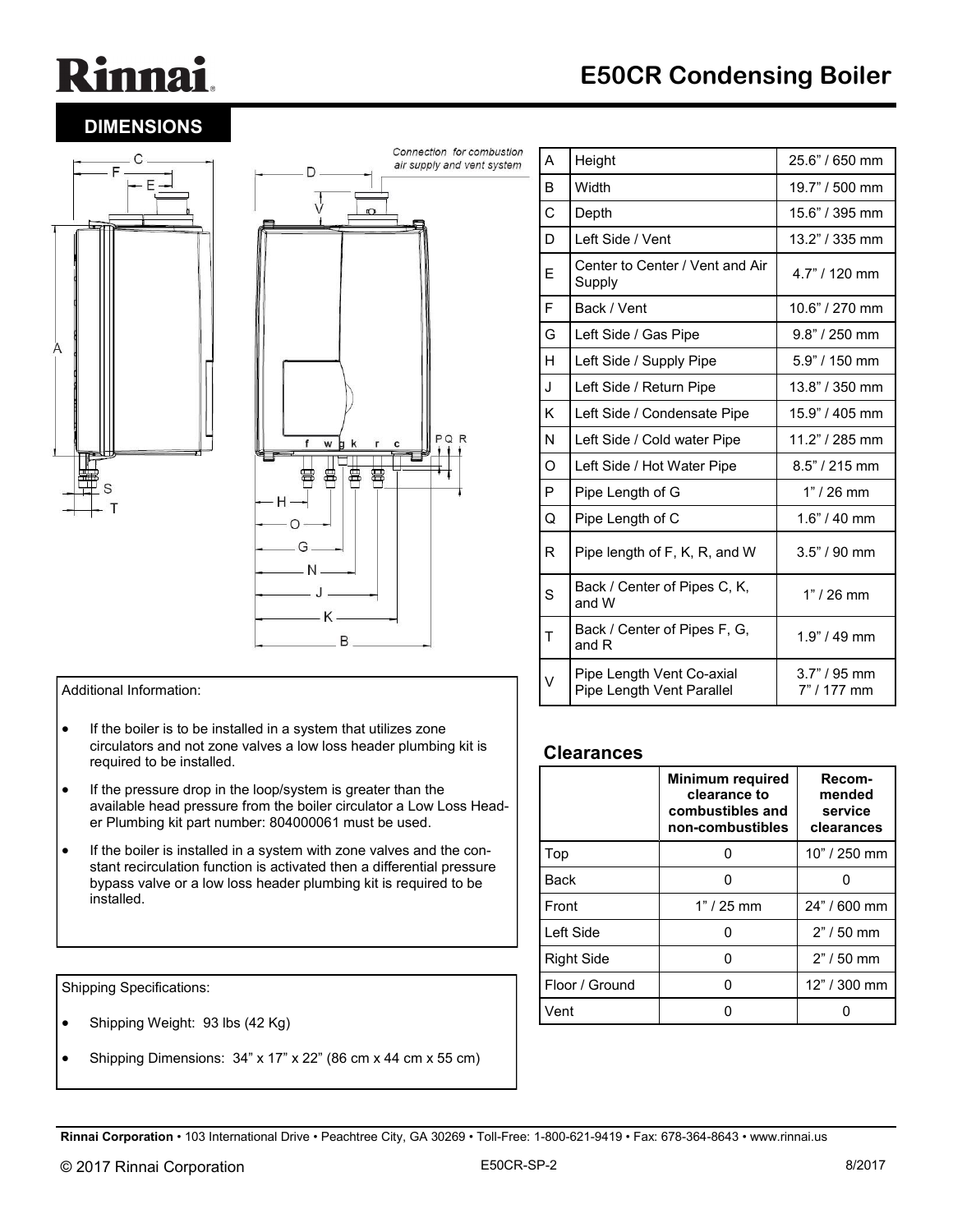# Rinnai

# E50CR Condensing Boiler

## DIMENSIONS

Connection for combustion air supply and vent system

C F E A S T D V f w g k r c P Q R H O G N J K B

| | | |
|---|---|---|
| A | Height | 25.6" / 650 mm |
| B | Width | 19.7" / 500 mm |
| C | Depth | 15.6" / 395 mm |
| D | Left Side / Vent | 13.2" / 335 mm |
| E | Center to Center / Vent and Air Supply | 4.7" / 120 mm |
| F | Back / Vent | 10.6" / 270 mm |
| G | Left Side / Gas Pipe | 9.8" / 250 mm |
| H | Left Side / Supply Pipe | 5.9" / 150 mm |
| J | Left Side / Return Pipe | 13.8" / 350 mm |
| K | Left Side / Condensate Pipe | 15.9" / 405 mm |
| N | Left Side / Cold water Pipe | 11.2" / 285 mm |
| O | Left Side / Hot Water Pipe | 8.5" / 215 mm |
| P | Pipe Length of G | 1" / 26 mm |
| Q | Pipe Length of C | 1.6" / 40 mm |
| R | Pipe length of F, K, R, and W | 3.5" / 90 mm |
| S | Back / Center of Pipes C, K, and W | 1" / 26 mm |
| T | Back / Center of Pipes F, G, and R | 1.9" / 49 mm |
| V | Pipe Length Vent Co-axial<br>Pipe Length Vent Parallel | 3.7" / 95 mm<br>7" / 177 mm |

Additional Information:

- If the boiler is to be installed in a system that utilizes zone circulators and not zone valves a low loss header plumbing kit is required to be installed.
- If the pressure drop in the loop/system is greater than the available head pressure from the boiler circulator a Low Loss Header Plumbing kit part number: 804000061 must be used.
- If the boiler is installed in a system with zone valves and the constant recirculation function is activated then a differential pressure bypass valve or a low loss header plumbing kit is required to be installed.

### Clearances

| | Minimum required clearance to combustibles and non-combustibles | Recommended service clearances |
|---|---|---|
| Top | 0 | 10" / 250 mm |
| Back | 0 | 0 |
| Front | 1" / 25 mm | 24" / 600 mm |
| Left Side | 0 | 2" / 50 mm |
| Right Side | 0 | 2" / 50 mm |
| Floor / Ground | 0 | 12" / 300 mm |
| Vent | 0 | 0 |

Shipping Specifications:

- Shipping Weight: 93 lbs (42 Kg)
- Shipping Dimensions: 34" x 17" x 22" (86 cm x 44 cm x 55 cm)

**Rinnai Corporation** • 103 International Drive • Peachtree City, GA 30269 • Toll-Free: 1-800-621-9419 • Fax: 678-364-8643 • www.rinnai.us

© 2017 Rinnai Corporation E50CR-SP-2 8/2017